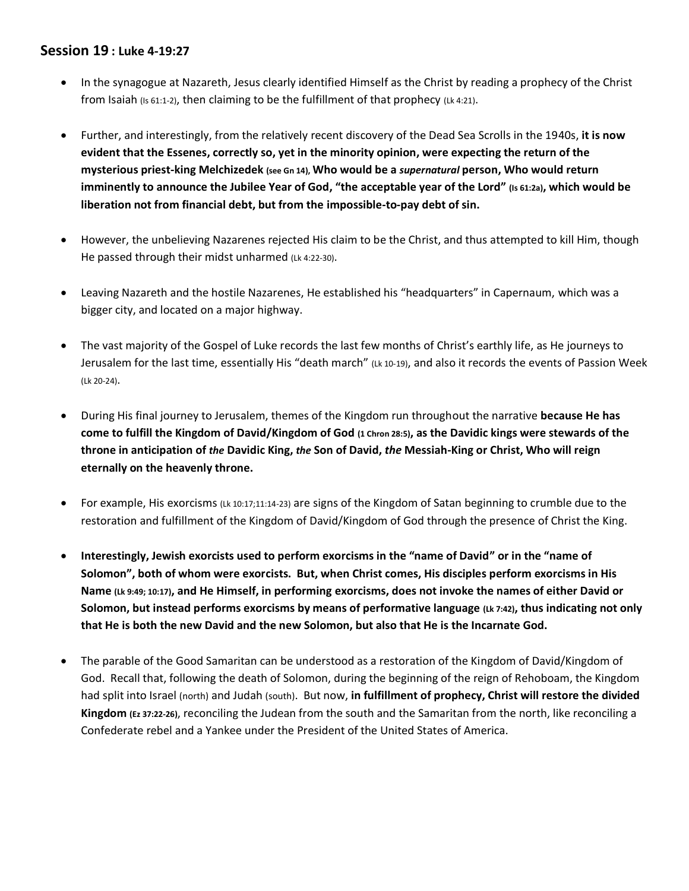## Session 19 : Luke 4-19:27

- In the synagogue at Nazareth, Jesus clearly identified Himself as the Christ by reading a prophecy of the Christ from Isaiah (Is 61:1-2), then claiming to be the fulfillment of that prophecy (Lk 4:21).

- Further, and interestingly, from the relatively recent discovery of the Dead Sea Scrolls in the 1940s, **it is now evident that the Essenes, correctly so, yet in the minority opinion, were expecting the return of the mysterious priest-king Melchizedek (see Gn 14), Who would be a *supernatural* person, Who would return imminently to announce the Jubilee Year of God, "the acceptable year of the Lord" (Is 61:2a), which would be liberation not from financial debt, but from the impossible-to-pay debt of sin.**

- However, the unbelieving Nazarenes rejected His claim to be the Christ, and thus attempted to kill Him, though He passed through their midst unharmed (Lk 4:22-30).

- Leaving Nazareth and the hostile Nazarenes, He established his "headquarters" in Capernaum, which was a bigger city, and located on a major highway.

- The vast majority of the Gospel of Luke records the last few months of Christ's earthly life, as He journeys to Jerusalem for the last time, essentially His "death march" (Lk 10-19), and also it records the events of Passion Week (Lk 20-24).

- During His final journey to Jerusalem, themes of the Kingdom run throughout the narrative **because He has come to fulfill the Kingdom of David/Kingdom of God (1 Chron 28:5), as the Davidic kings were stewards of the throne in anticipation of *the* Davidic King, *the* Son of David, *the* Messiah-King or Christ, Who will reign eternally on the heavenly throne.**

- For example, His exorcisms (Lk 10:17;11:14-23) are signs of the Kingdom of Satan beginning to crumble due to the restoration and fulfillment of the Kingdom of David/Kingdom of God through the presence of Christ the King.

- **Interestingly, Jewish exorcists used to perform exorcisms in the "name of David" or in the "name of Solomon", both of whom were exorcists. But, when Christ comes, His disciples perform exorcisms in His Name (Lk 9:49; 10:17), and He Himself, in performing exorcisms, does not invoke the names of either David or Solomon, but instead performs exorcisms by means of performative language (Lk 7:42), thus indicating not only that He is both the new David and the new Solomon, but also that He is the Incarnate God.**

- The parable of the Good Samaritan can be understood as a restoration of the Kingdom of David/Kingdom of God. Recall that, following the death of Solomon, during the beginning of the reign of Rehoboam, the Kingdom had split into Israel (north) and Judah (south). But now, **in fulfillment of prophecy, Christ will restore the divided Kingdom (Ez 37:22-26)**, reconciling the Judean from the south and the Samaritan from the north, like reconciling a Confederate rebel and a Yankee under the President of the United States of America.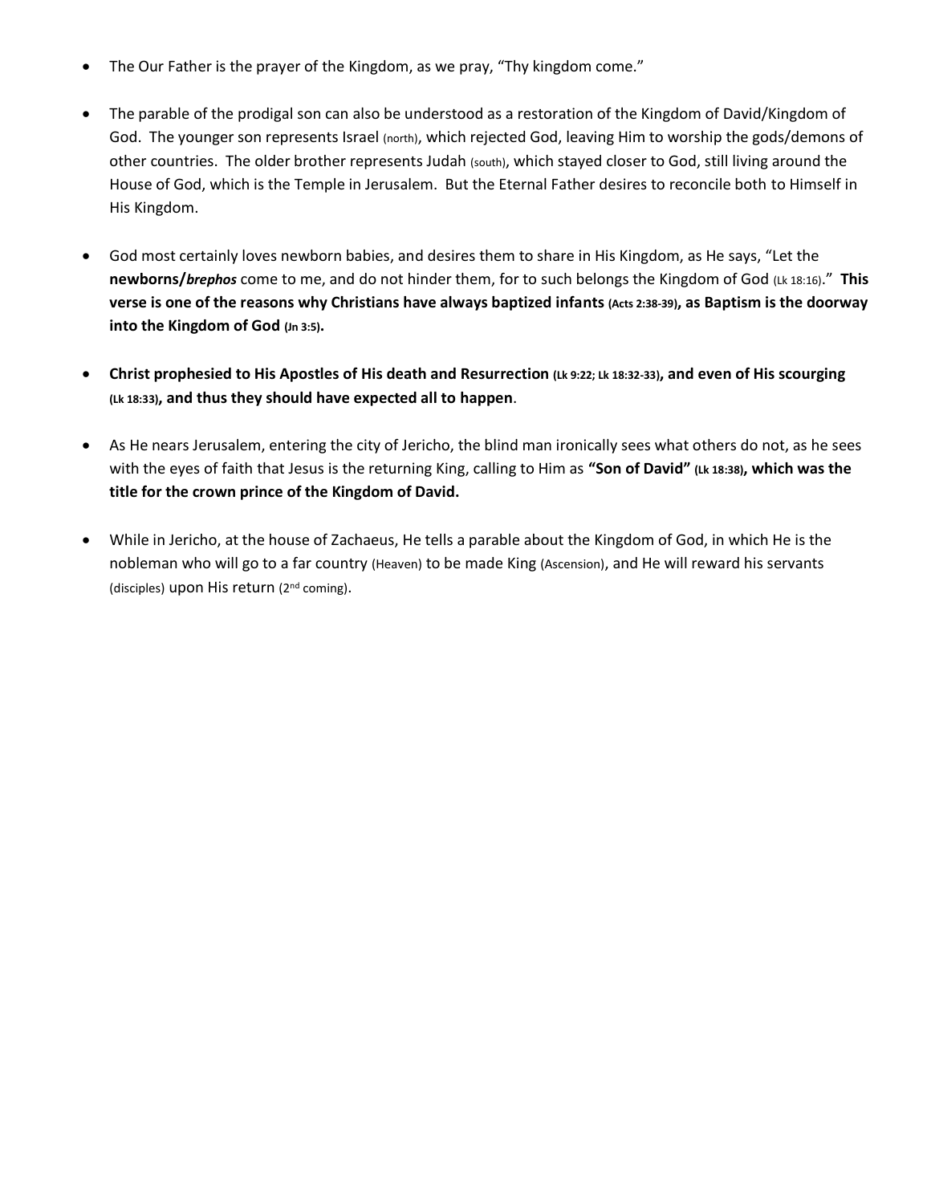- The Our Father is the prayer of the Kingdom, as we pray, "Thy kingdom come."

- The parable of the prodigal son can also be understood as a restoration of the Kingdom of David/Kingdom of God. The younger son represents Israel (north), which rejected God, leaving Him to worship the gods/demons of other countries. The older brother represents Judah (south), which stayed closer to God, still living around the House of God, which is the Temple in Jerusalem. But the Eternal Father desires to reconcile both to Himself in His Kingdom.

- God most certainly loves newborn babies, and desires them to share in His Kingdom, as He says, "Let the **newborns/*brephos*** come to me, and do not hinder them, for to such belongs the Kingdom of God (Lk 18:16)." **This verse is one of the reasons why Christians have always baptized infants (Acts 2:38-39), as Baptism is the doorway into the Kingdom of God (Jn 3:5).**

- **Christ prophesied to His Apostles of His death and Resurrection (Lk 9:22; Lk 18:32-33), and even of His scourging (Lk 18:33), and thus they should have expected all to happen**.

- As He nears Jerusalem, entering the city of Jericho, the blind man ironically sees what others do not, as he sees with the eyes of faith that Jesus is the returning King, calling to Him as **"Son of David" (Lk 18:38), which was the title for the crown prince of the Kingdom of David.**

- While in Jericho, at the house of Zachaeus, He tells a parable about the Kingdom of God, in which He is the nobleman who will go to a far country (Heaven) to be made King (Ascension), and He will reward his servants (disciples) upon His return (2nd coming).